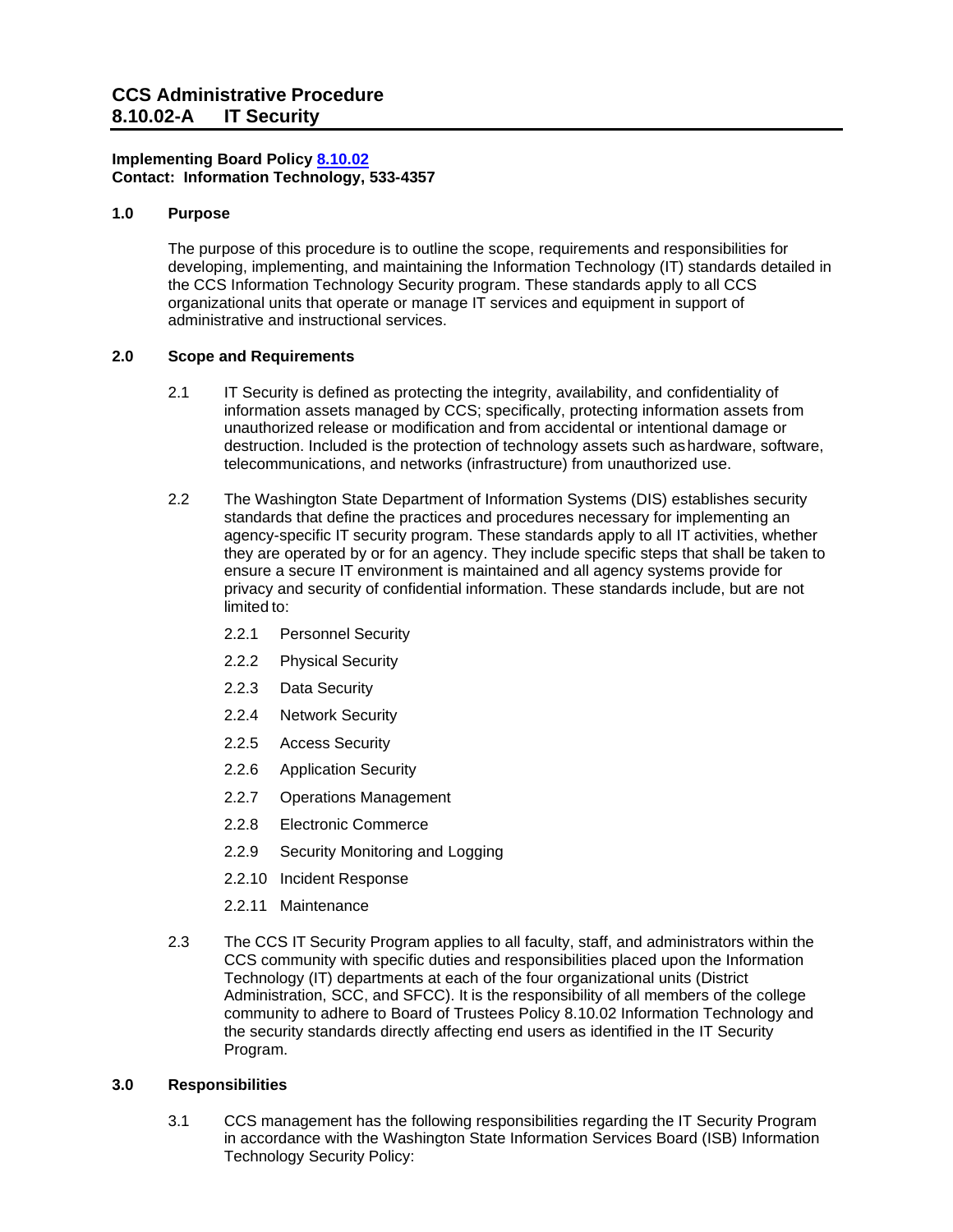# CCS Administrative Procedure
# 8.10.02-A IT Security

**Implementing Board Policy 8.10.02**
**Contact: Information Technology, 533-4357**

## 1.0 Purpose

The purpose of this procedure is to outline the scope, requirements and responsibilities for developing, implementing, and maintaining the Information Technology (IT) standards detailed in the CCS Information Technology Security program. These standards apply to all CCS organizational units that operate or manage IT services and equipment in support of administrative and instructional services.

## 2.0 Scope and Requirements

2.1 IT Security is defined as protecting the integrity, availability, and confidentiality of information assets managed by CCS; specifically, protecting information assets from unauthorized release or modification and from accidental or intentional damage or destruction. Included is the protection of technology assets such as hardware, software, telecommunications, and networks (infrastructure) from unauthorized use.

2.2 The Washington State Department of Information Systems (DIS) establishes security standards that define the practices and procedures necessary for implementing an agency-specific IT security program. These standards apply to all IT activities, whether they are operated by or for an agency. They include specific steps that shall be taken to ensure a secure IT environment is maintained and all agency systems provide for privacy and security of confidential information. These standards include, but are not limited to:

- 2.2.1 Personnel Security
- 2.2.2 Physical Security
- 2.2.3 Data Security
- 2.2.4 Network Security
- 2.2.5 Access Security
- 2.2.6 Application Security
- 2.2.7 Operations Management
- 2.2.8 Electronic Commerce
- 2.2.9 Security Monitoring and Logging
- 2.2.10 Incident Response
- 2.2.11 Maintenance

2.3 The CCS IT Security Program applies to all faculty, staff, and administrators within the CCS community with specific duties and responsibilities placed upon the Information Technology (IT) departments at each of the four organizational units (District Administration, SCC, and SFCC). It is the responsibility of all members of the college community to adhere to Board of Trustees Policy 8.10.02 Information Technology and the security standards directly affecting end users as identified in the IT Security Program.

## 3.0 Responsibilities

3.1 CCS management has the following responsibilities regarding the IT Security Program in accordance with the Washington State Information Services Board (ISB) Information Technology Security Policy: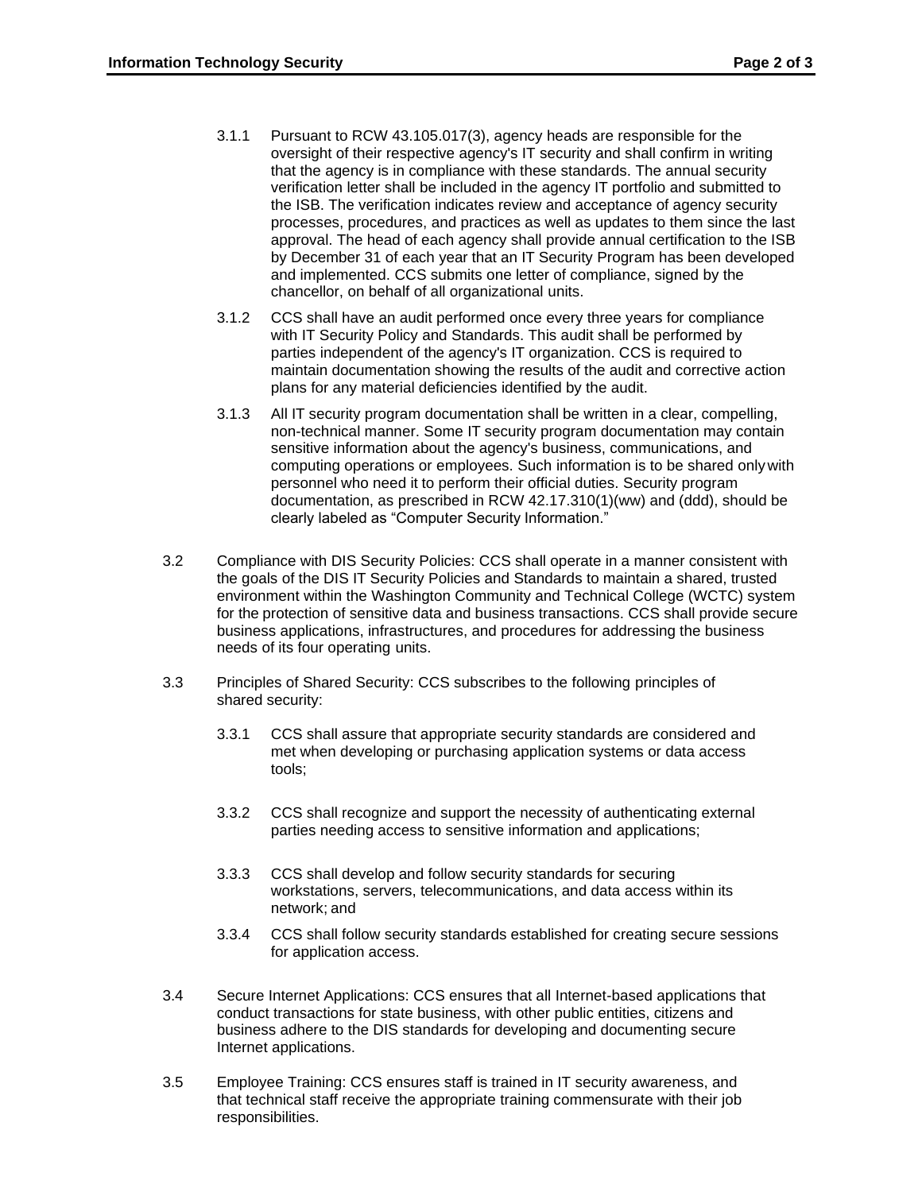3.1.1 Pursuant to RCW 43.105.017(3), agency heads are responsible for the oversight of their respective agency's IT security and shall confirm in writing that the agency is in compliance with these standards. The annual security verification letter shall be included in the agency IT portfolio and submitted to the ISB. The verification indicates review and acceptance of agency security processes, procedures, and practices as well as updates to them since the last approval. The head of each agency shall provide annual certification to the ISB by December 31 of each year that an IT Security Program has been developed and implemented. CCS submits one letter of compliance, signed by the chancellor, on behalf of all organizational units.

3.1.2 CCS shall have an audit performed once every three years for compliance with IT Security Policy and Standards. This audit shall be performed by parties independent of the agency's IT organization. CCS is required to maintain documentation showing the results of the audit and corrective action plans for any material deficiencies identified by the audit.

3.1.3 All IT security program documentation shall be written in a clear, compelling, non-technical manner. Some IT security program documentation may contain sensitive information about the agency's business, communications, and computing operations or employees. Such information is to be shared only with personnel who need it to perform their official duties. Security program documentation, as prescribed in RCW 42.17.310(1)(ww) and (ddd), should be clearly labeled as "Computer Security Information."

3.2 Compliance with DIS Security Policies: CCS shall operate in a manner consistent with the goals of the DIS IT Security Policies and Standards to maintain a shared, trusted environment within the Washington Community and Technical College (WCTC) system for the protection of sensitive data and business transactions. CCS shall provide secure business applications, infrastructures, and procedures for addressing the business needs of its four operating units.

3.3 Principles of Shared Security: CCS subscribes to the following principles of shared security:

3.3.1 CCS shall assure that appropriate security standards are considered and met when developing or purchasing application systems or data access tools;

3.3.2 CCS shall recognize and support the necessity of authenticating external parties needing access to sensitive information and applications;

3.3.3 CCS shall develop and follow security standards for securing workstations, servers, telecommunications, and data access within its network; and

3.3.4 CCS shall follow security standards established for creating secure sessions for application access.

3.4 Secure Internet Applications: CCS ensures that all Internet-based applications that conduct transactions for state business, with other public entities, citizens and business adhere to the DIS standards for developing and documenting secure Internet applications.

3.5 Employee Training: CCS ensures staff is trained in IT security awareness, and that technical staff receive the appropriate training commensurate with their job responsibilities.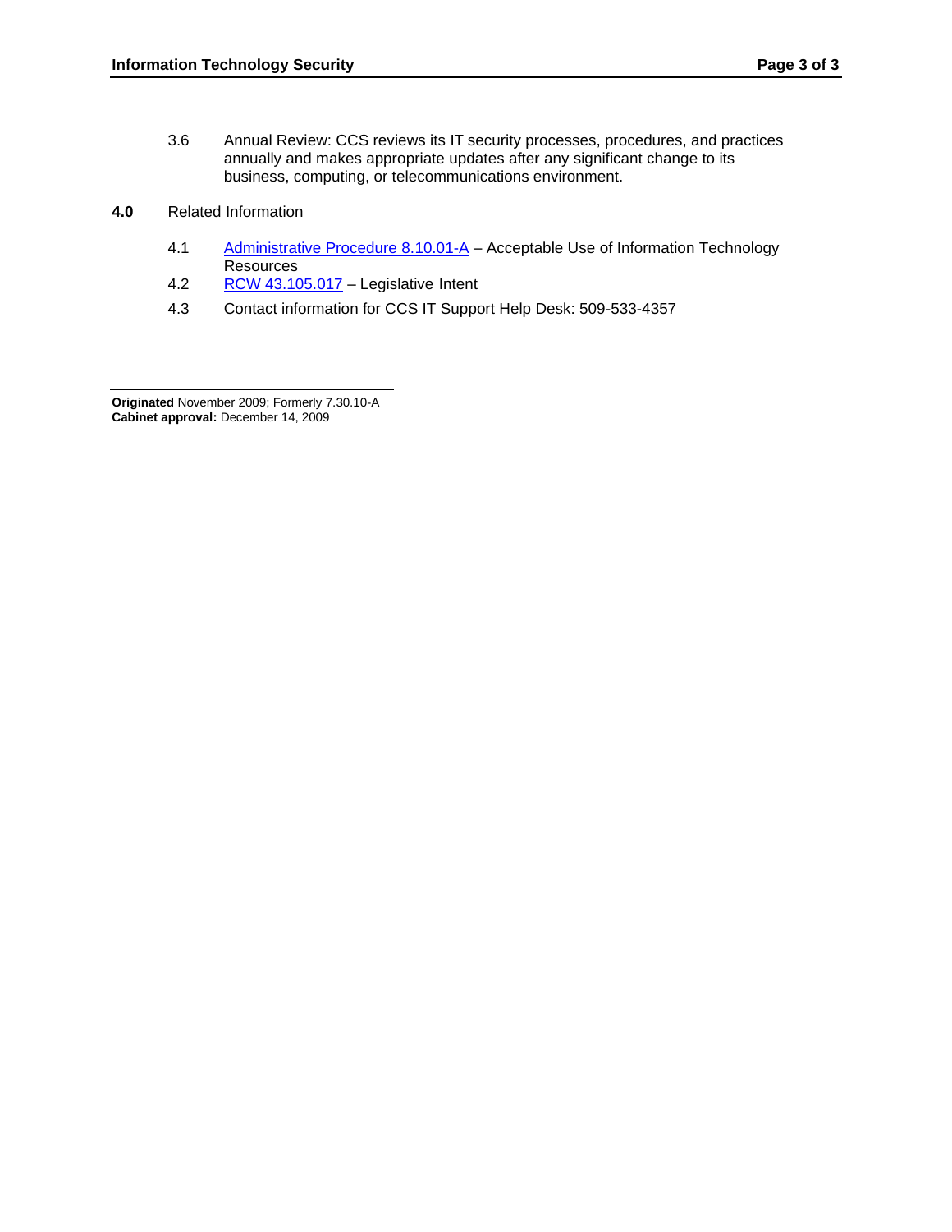3.6 Annual Review: CCS reviews its IT security processes, procedures, and practices annually and makes appropriate updates after any significant change to its business, computing, or telecommunications environment.

**4.0** Related Information

4.1 Administrative Procedure 8.10.01-A – Acceptable Use of Information Technology Resources

4.2 RCW 43.105.017 – Legislative Intent

4.3 Contact information for CCS IT Support Help Desk: 509-533-4357

---

**Originated** November 2009; Formerly 7.30.10-A
**Cabinet approval:** December 14, 2009